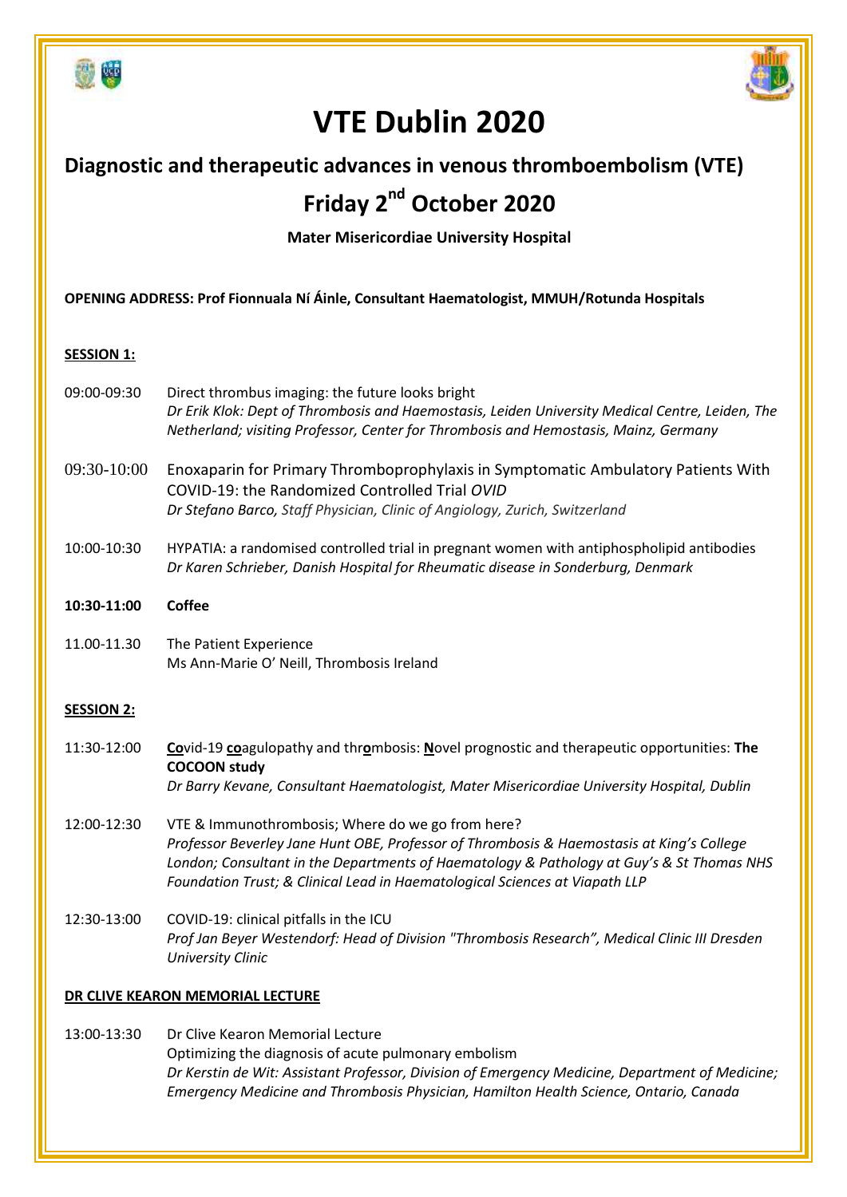# VTE Dublin 2020

## Diagnostic and therapeutic advances in venous thromboembolism (VTE)

## Friday 2nd October 2020

**Mater Misericordiae University Hospital**

**OPENING ADDRESS: Prof Fionnuala Ní Áinle, Consultant Haematologist, MMUH/Rotunda Hospitals**

**SESSION 1:**

09:00-09:30 Direct thrombus imaging: the future looks bright
*Dr Erik Klok: Dept of Thrombosis and Haemostasis, Leiden University Medical Centre, Leiden, The Netherland; visiting Professor, Center for Thrombosis and Hemostasis, Mainz, Germany*

09:30-10:00 Enoxaparin for Primary Thromboprophylaxis in Symptomatic Ambulatory Patients With COVID-19: the Randomized Controlled Trial *OVID*
*Dr Stefano Barco, Staff Physician, Clinic of Angiology, Zurich, Switzerland*

10:00-10:30 HYPATIA: a randomised controlled trial in pregnant women with antiphospholipid antibodies
*Dr Karen Schrieber, Danish Hospital for Rheumatic disease in Sonderburg, Denmark*

**10:30-11:00 Coffee**

11.00-11.30 The Patient Experience
Ms Ann-Marie O' Neill, Thrombosis Ireland

**SESSION 2:**

11:30-12:00 **Co**vid-19 **co**agulopathy and thr**o**mbosis: **N**ovel prognostic and therapeutic opportunities: **The COCOON study**
*Dr Barry Kevane, Consultant Haematologist, Mater Misericordiae University Hospital, Dublin*

12:00-12:30 VTE & Immunothrombosis; Where do we go from here?
*Professor Beverley Jane Hunt OBE, Professor of Thrombosis & Haemostasis at King's College London; Consultant in the Departments of Haematology & Pathology at Guy's & St Thomas NHS Foundation Trust; & Clinical Lead in Haematological Sciences at Viapath LLP*

12:30-13:00 COVID-19: clinical pitfalls in the ICU
*Prof Jan Beyer Westendorf: Head of Division "Thrombosis Research", Medical Clinic III Dresden University Clinic*

**DR CLIVE KEARON MEMORIAL LECTURE**

13:00-13:30 Dr Clive Kearon Memorial Lecture
Optimizing the diagnosis of acute pulmonary embolism
*Dr Kerstin de Wit: Assistant Professor, Division of Emergency Medicine, Department of Medicine; Emergency Medicine and Thrombosis Physician, Hamilton Health Science, Ontario, Canada*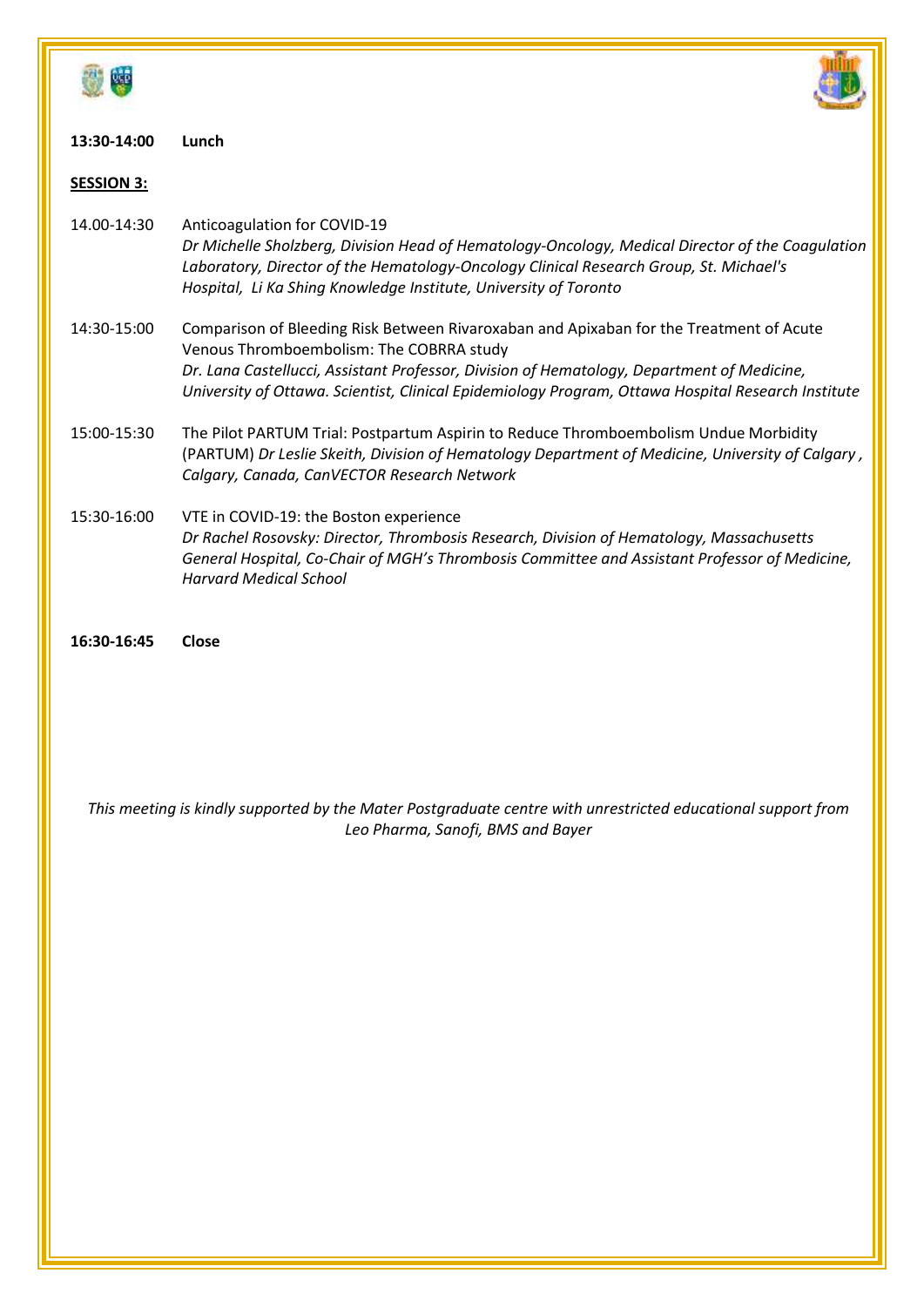**13:30-14:00 Lunch**

**SESSION 3:**

14.00-14:30 Anticoagulation for COVID-19
*Dr Michelle Sholzberg, Division Head of Hematology-Oncology, Medical Director of the Coagulation Laboratory, Director of the Hematology-Oncology Clinical Research Group, St. Michael's Hospital, Li Ka Shing Knowledge Institute, University of Toronto*

14:30-15:00 Comparison of Bleeding Risk Between Rivaroxaban and Apixaban for the Treatment of Acute Venous Thromboembolism: The COBRRA study
*Dr. Lana Castellucci, Assistant Professor, Division of Hematology, Department of Medicine, University of Ottawa. Scientist, Clinical Epidemiology Program, Ottawa Hospital Research Institute*

15:00-15:30 The Pilot PARTUM Trial: Postpartum Aspirin to Reduce Thromboembolism Undue Morbidity (PARTUM) *Dr Leslie Skeith, Division of Hematology Department of Medicine, University of Calgary , Calgary, Canada, CanVECTOR Research Network*

15:30-16:00 VTE in COVID-19: the Boston experience
*Dr Rachel Rosovsky: Director, Thrombosis Research, Division of Hematology, Massachusetts General Hospital, Co-Chair of MGH's Thrombosis Committee and Assistant Professor of Medicine, Harvard Medical School*

**16:30-16:45 Close**

*This meeting is kindly supported by the Mater Postgraduate centre with unrestricted educational support from Leo Pharma, Sanofi, BMS and Bayer*